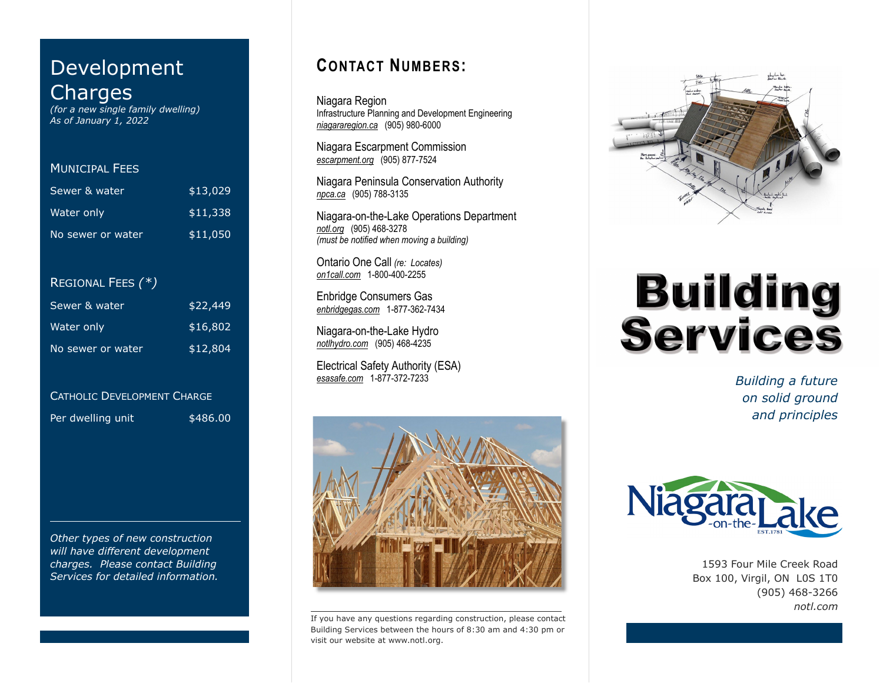# Development Charges

*(for a new single family dwelling)*
*As of January 1, 2022*

## Municipal Fees

| | |
|---|---|
| Sewer & water | $13,029 |
| Water only | $11,338 |
| No sewer or water | $11,050 |

## Regional Fees *(*)*

| | |
|---|---|
| Sewer & water | $22,449 |
| Water only | $16,802 |
| No sewer or water | $12,804 |

## Catholic Development Charge

| | |
|---|---|
| Per dwelling unit | $486.00 |

*Other types of new construction will have different development charges. Please contact Building Services for detailed information.*

## Contact Numbers:

Niagara Region
Infrastructure Planning and Development Engineering
niagararegion.ca (905) 980-6000

Niagara Escarpment Commission
escarpment.org (905) 877-7524

Niagara Peninsula Conservation Authority
npca.ca (905) 788-3135

Niagara-on-the-Lake Operations Department
notl.org (905) 468-3278
*(must be notified when moving a building)*

Ontario One Call *(re: Locates)*
on1call.com 1-800-400-2255

Enbridge Consumers Gas
enbridgegas.com 1-877-362-7434

Niagara-on-the-Lake Hydro
notlhydro.com (905) 468-4235

Electrical Safety Authority (ESA)
esasafe.com 1-877-372-7233

If you have any questions regarding construction, please contact Building Services between the hours of 8:30 am and 4:30 pm or visit our website at www.notl.org.

# Building Services

*Building a future on solid ground and principles*

Niagara-on-the-Lake EST. 1781

1593 Four Mile Creek Road
Box 100, Virgil, ON L0S 1T0
(905) 468-3266
*notl.com*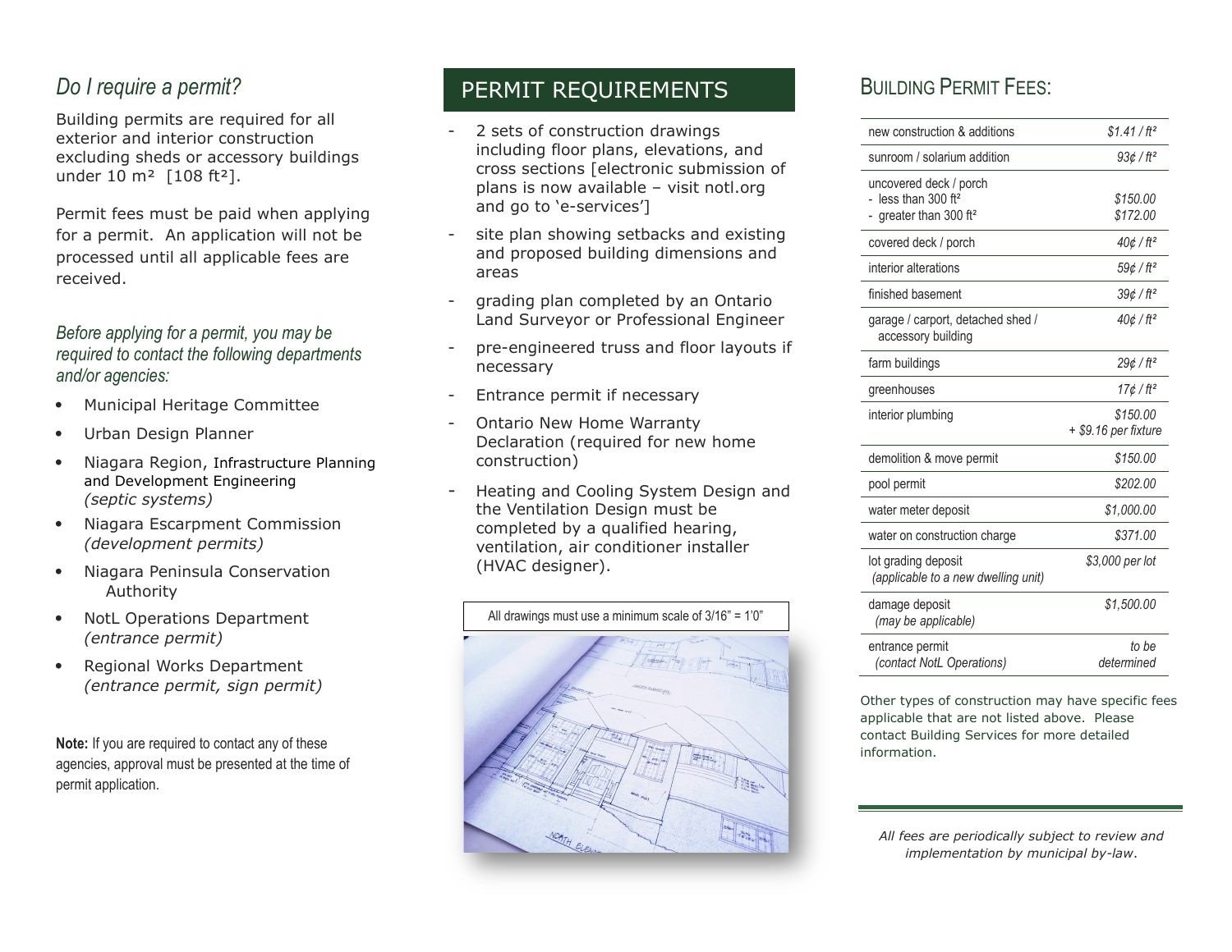## *Do I require a permit?*

Building permits are required for all exterior and interior construction excluding sheds or accessory buildings under 10 m² [108 ft²].

Permit fees must be paid when applying for a permit. An application will not be processed until all applicable fees are received.

*Before applying for a permit, you may be required to contact the following departments and/or agencies:*

- Municipal Heritage Committee
- Urban Design Planner
- Niagara Region, Infrastructure Planning and Development Engineering *(septic systems)*
- Niagara Escarpment Commission *(development permits)*
- Niagara Peninsula Conservation Authority
- NotL Operations Department *(entrance permit)*
- Regional Works Department *(entrance permit, sign permit)*

**Note:** If you are required to contact any of these agencies, approval must be presented at the time of permit application.

## PERMIT REQUIREMENTS

- 2 sets of construction drawings including floor plans, elevations, and cross sections [electronic submission of plans is now available – visit notl.org and go to 'e-services']
- site plan showing setbacks and existing and proposed building dimensions and areas
- grading plan completed by an Ontario Land Surveyor or Professional Engineer
- pre-engineered truss and floor layouts if necessary
- Entrance permit if necessary
- Ontario New Home Warranty Declaration (required for new home construction)
- Heating and Cooling System Design and the Ventilation Design must be completed by a qualified hearing, ventilation, air conditioner installer (HVAC designer).

All drawings must use a minimum scale of 3/16" = 1'0"

## BUILDING PERMIT FEES:

| | |
|---|---|
| new construction & additions | *$1.41 / ft²* |
| sunroom / solarium addition | *93¢ / ft²* |
| uncovered deck / porch<br>- less than 300 ft²<br>- greater than 300 ft² | <br>*$150.00*<br>*$172.00* |
| covered deck / porch | *40¢ / ft²* |
| interior alterations | *59¢ / ft²* |
| finished basement | *39¢ / ft²* |
| garage / carport, detached shed / accessory building | *40¢ / ft²* |
| farm buildings | *29¢ / ft²* |
| greenhouses | *17¢ / ft²* |
| interior plumbing | *$150.00 + $9.16 per fixture* |
| demolition & move permit | *$150.00* |
| pool permit | *$202.00* |
| water meter deposit | *$1,000.00* |
| water on construction charge | *$371.00* |
| lot grading deposit *(applicable to a new dwelling unit)* | *$3,000 per lot* |
| damage deposit *(may be applicable)* | *$1,500.00* |
| entrance permit *(contact NotL Operations)* | *to be determined* |

Other types of construction may have specific fees applicable that are not listed above. Please contact Building Services for more detailed information.

*All fees are periodically subject to review and implementation by municipal by-law.*